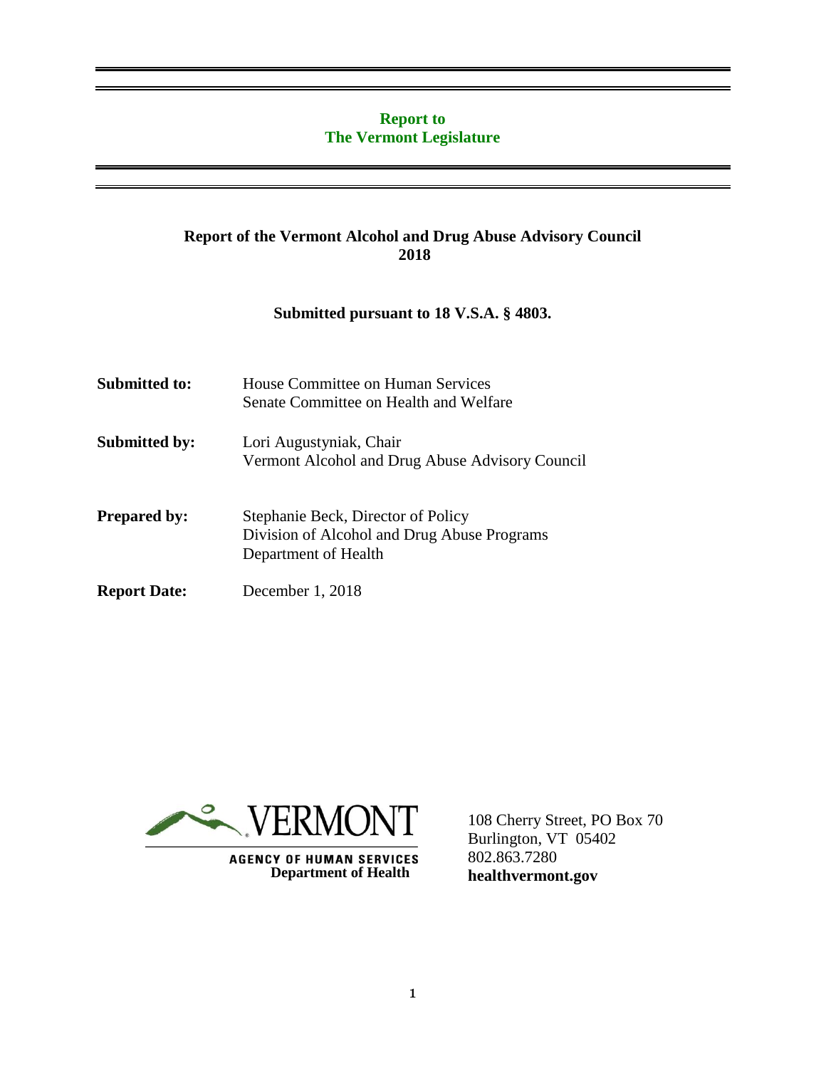**Report to**
**The Vermont Legislature**

---

# Report of the Vermont Alcohol and Drug Abuse Advisory Council 2018

**Submitted pursuant to 18 V.S.A. § 4803.**

**Submitted to:** House Committee on Human Services
Senate Committee on Health and Welfare

**Submitted by:** Lori Augustyniak, Chair
Vermont Alcohol and Drug Abuse Advisory Council

**Prepared by:** Stephanie Beck, Director of Policy
Division of Alcohol and Drug Abuse Programs
Department of Health

**Report Date:** December 1, 2018

VERMONT
AGENCY OF HUMAN SERVICES
Department of Health

108 Cherry Street, PO Box 70
Burlington, VT 05402
802.863.7280
**healthvermont.gov**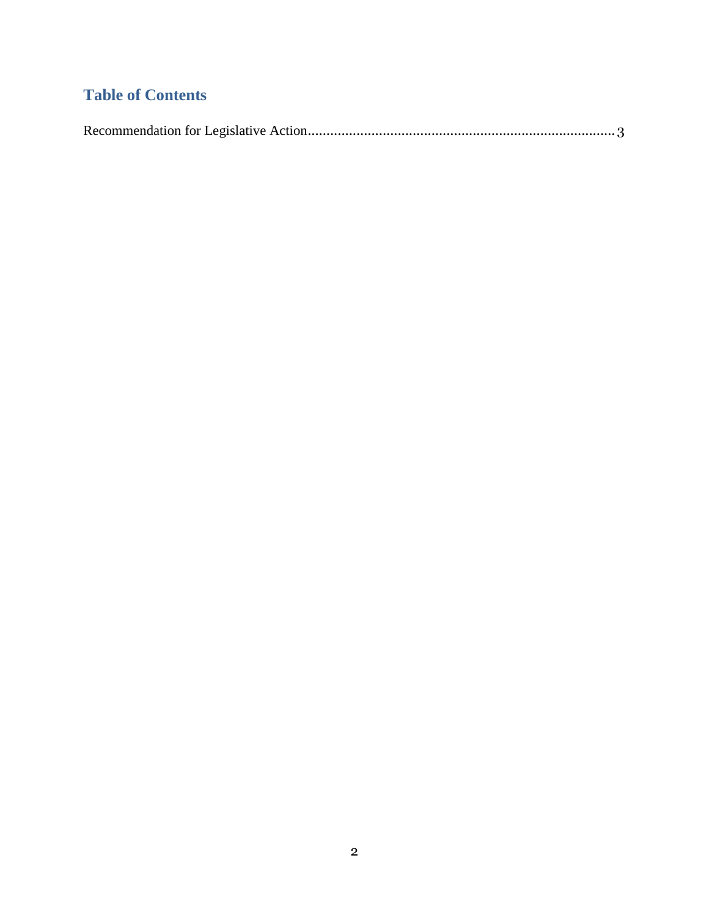## Table of Contents

Recommendation for Legislative Action.................................................................................3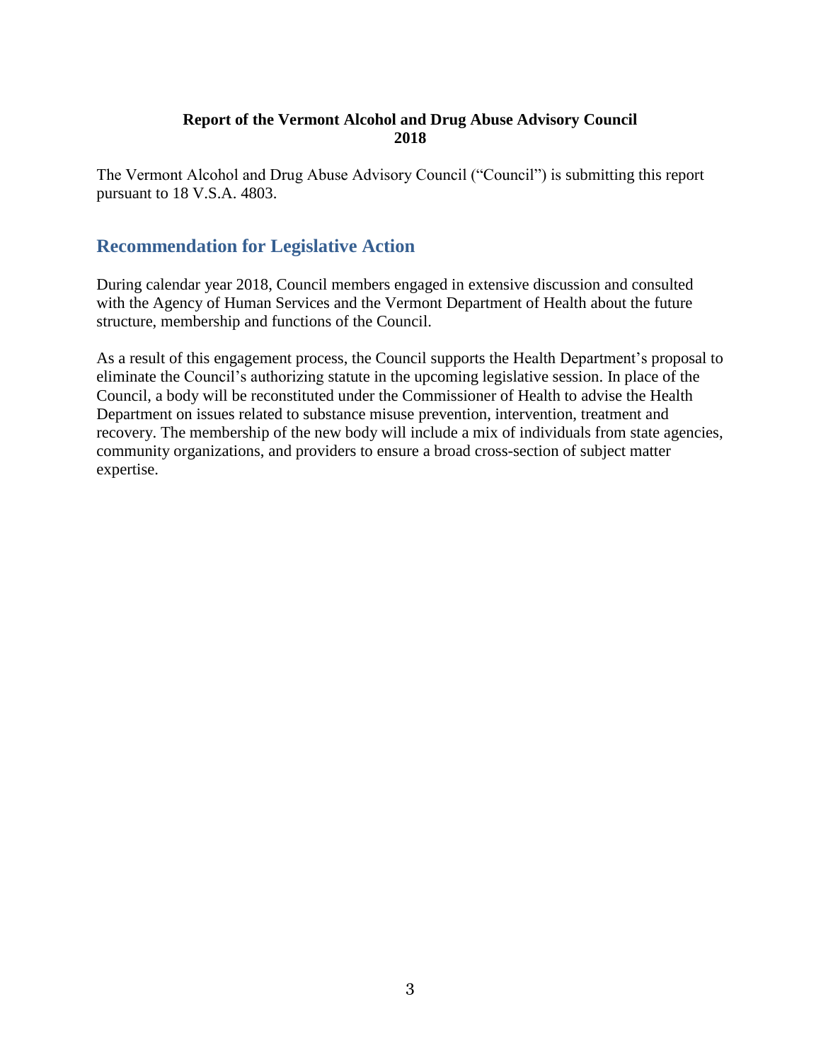**Report of the Vermont Alcohol and Drug Abuse Advisory Council**
**2018**

The Vermont Alcohol and Drug Abuse Advisory Council ("Council") is submitting this report pursuant to 18 V.S.A. 4803.

## Recommendation for Legislative Action

During calendar year 2018, Council members engaged in extensive discussion and consulted with the Agency of Human Services and the Vermont Department of Health about the future structure, membership and functions of the Council.

As a result of this engagement process, the Council supports the Health Department's proposal to eliminate the Council's authorizing statute in the upcoming legislative session. In place of the Council, a body will be reconstituted under the Commissioner of Health to advise the Health Department on issues related to substance misuse prevention, intervention, treatment and recovery. The membership of the new body will include a mix of individuals from state agencies, community organizations, and providers to ensure a broad cross-section of subject matter expertise.